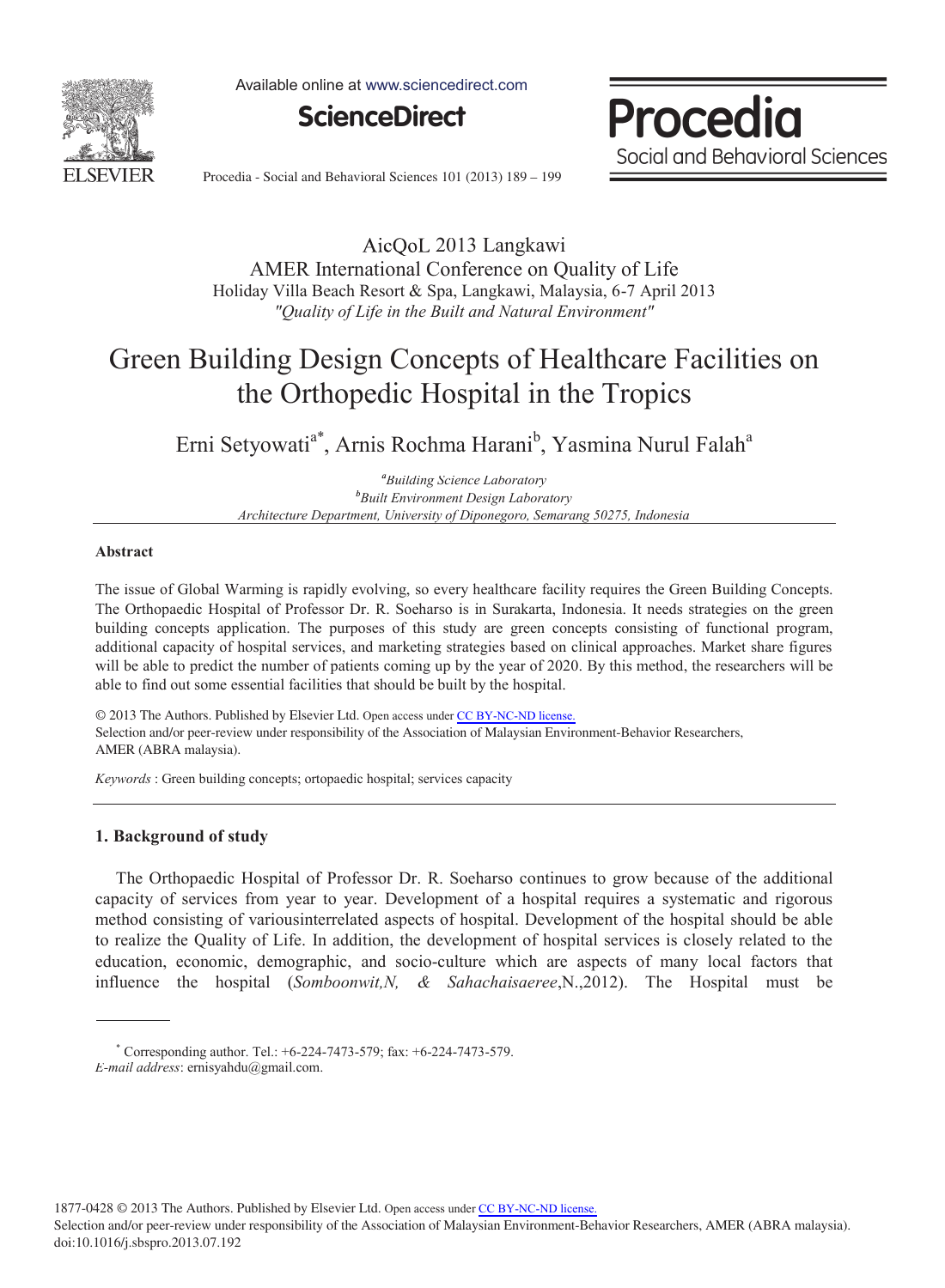AicQoL 2013 Langkawi
AMER International Conference on Quality of Life
Holiday Villa Beach Resort & Spa, Langkawi, Malaysia, 6-7 April 2013
*"Quality of Life in the Built and Natural Environment"*

# Green Building Design Concepts of Healthcare Facilities on the Orthopedic Hospital in the Tropics

Erni Setyowati[a*], Arnis Rochma Harani[b], Yasmina Nurul Falah[a]

[a]*Building Science Laboratory*
[b]*Built Environment Design Laboratory*
*Architecture Department, University of Diponegoro, Semarang 50275, Indonesia*

## Abstract

The issue of Global Warming is rapidly evolving, so every healthcare facility requires the Green Building Concepts. The Orthopaedic Hospital of Professor Dr. R. Soeharso is in Surakarta, Indonesia. It needs strategies on the green building concepts application. The purposes of this study are green concepts consisting of functional program, additional capacity of hospital services, and marketing strategies based on clinical approaches. Market share figures will be able to predict the number of patients coming up by the year of 2020. By this method, the researchers will be able to find out some essential facilities that should be built by the hospital.

© 2013 The Authors. Published by Elsevier Ltd. Open access under CC BY-NC-ND license.
Selection and/or peer-review under responsibility of the Association of Malaysian Environment-Behavior Researchers, AMER (ABRA malaysia).

*Keywords* : Green building concepts; ortopaedic hospital; services capacity

## 1. Background of study

The Orthopaedic Hospital of Professor Dr. R. Soeharso continues to grow because of the additional capacity of services from year to year. Development of a hospital requires a systematic and rigorous method consisting of variousinterrelated aspects of hospital. Development of the hospital should be able to realize the Quality of Life. In addition, the development of hospital services is closely related to the education, economic, demographic, and socio-culture which are aspects of many local factors that influence the hospital (*Somboonwit,N, & Sahachaisaeree*,N.,2012). The Hospital must be

---

* Corresponding author. Tel.: +6-224-7473-579; fax: +6-224-7473-579.
*E-mail address*: ernisyahdu@gmail.com.

1877-0428 © 2013 The Authors. Published by Elsevier Ltd. Open access under CC BY-NC-ND license.
Selection and/or peer-review under responsibility of the Association of Malaysian Environment-Behavior Researchers, AMER (ABRA malaysia).
doi:10.1016/j.sbspro.2013.07.192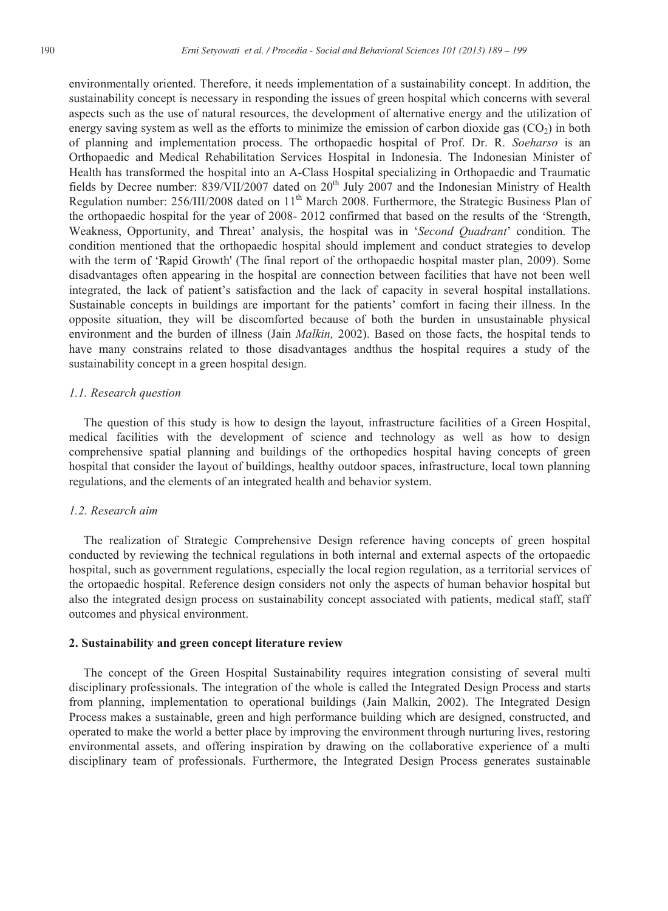environmentally oriented. Therefore, it needs implementation of a sustainability concept. In addition, the sustainability concept is necessary in responding the issues of green hospital which concerns with several aspects such as the use of natural resources, the development of alternative energy and the utilization of energy saving system as well as the efforts to minimize the emission of carbon dioxide gas ($CO_2$) in both of planning and implementation process. The orthopaedic hospital of Prof. Dr. R. *Soeharso* is an Orthopaedic and Medical Rehabilitation Services Hospital in Indonesia. The Indonesian Minister of Health has transformed the hospital into an A-Class Hospital specializing in Orthopaedic and Traumatic fields by Decree number: 839/VII/2007 dated on 20th July 2007 and the Indonesian Ministry of Health Regulation number: 256/III/2008 dated on 11th March 2008. Furthermore, the Strategic Business Plan of the orthopaedic hospital for the year of 2008- 2012 confirmed that based on the results of the 'Strength, Weakness, Opportunity, and Threat' analysis, the hospital was in '*Second Quadrant*' condition. The condition mentioned that the orthopaedic hospital should implement and conduct strategies to develop with the term of 'Rapid Growth' (The final report of the orthopaedic hospital master plan, 2009). Some disadvantages often appearing in the hospital are connection between facilities that have not been well integrated, the lack of patient's satisfaction and the lack of capacity in several hospital installations. Sustainable concepts in buildings are important for the patients' comfort in facing their illness. In the opposite situation, they will be discomforted because of both the burden in unsustainable physical environment and the burden of illness (Jain *Malkin,* 2002). Based on those facts, the hospital tends to have many constrains related to those disadvantages andthus the hospital requires a study of the sustainability concept in a green hospital design.

### *1.1. Research question*

The question of this study is how to design the layout, infrastructure facilities of a Green Hospital, medical facilities with the development of science and technology as well as how to design comprehensive spatial planning and buildings of the orthopedics hospital having concepts of green hospital that consider the layout of buildings, healthy outdoor spaces, infrastructure, local town planning regulations, and the elements of an integrated health and behavior system.

### *1.2. Research aim*

The realization of Strategic Comprehensive Design reference having concepts of green hospital conducted by reviewing the technical regulations in both internal and external aspects of the ortopaedic hospital, such as government regulations, especially the local region regulation, as a territorial services of the ortopaedic hospital. Reference design considers not only the aspects of human behavior hospital but also the integrated design process on sustainability concept associated with patients, medical staff, staff outcomes and physical environment.

## **2. Sustainability and green concept literature review**

The concept of the Green Hospital Sustainability requires integration consisting of several multi disciplinary professionals. The integration of the whole is called the Integrated Design Process and starts from planning, implementation to operational buildings (Jain Malkin, 2002). The Integrated Design Process makes a sustainable, green and high performance building which are designed, constructed, and operated to make the world a better place by improving the environment through nurturing lives, restoring environmental assets, and offering inspiration by drawing on the collaborative experience of a multi disciplinary team of professionals. Furthermore, the Integrated Design Process generates sustainable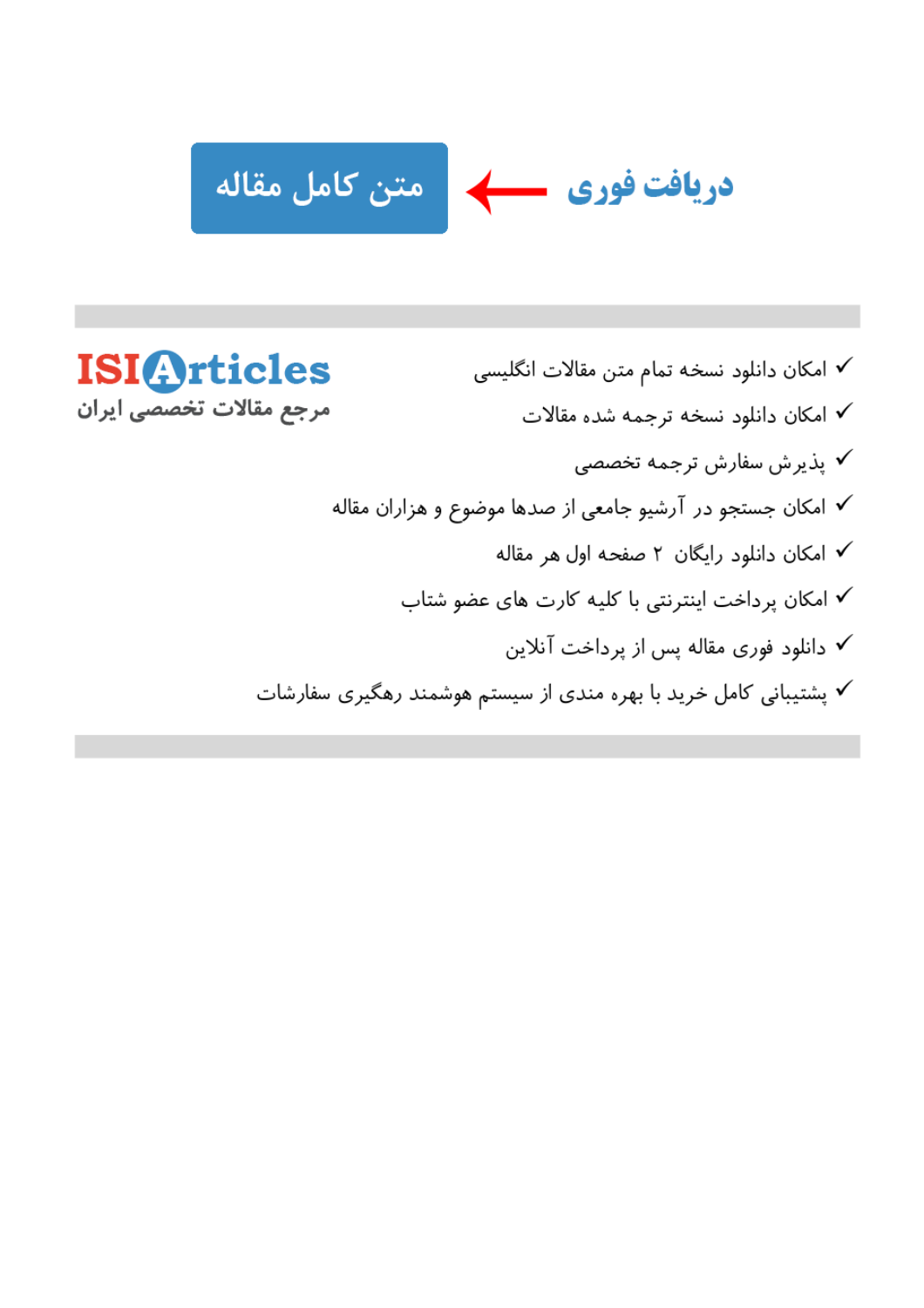دریافت فوری ← **متن کامل مقاله**

**ISIArticles**
مرجع مقالات تخصصی ایران

- ✓ امکان دانلود نسخه تمام متن مقالات انگلیسی
- ✓ امکان دانلود نسخه ترجمه شده مقالات
- ✓ پذیرش سفارش ترجمه تخصصی
- ✓ امکان جستجو در آرشیو جامعی از صدها موضوع و هزاران مقاله
- ✓ امکان دانلود رایگان ۲ صفحه اول هر مقاله
- ✓ امکان پرداخت اینترنتی با کلیه کارت های عضو شتاب
- ✓ دانلود فوری مقاله پس از پرداخت آنلاین
- ✓ پشتیبانی کامل خرید با بهره مندی از سیستم هوشمند رهگیری سفارشات